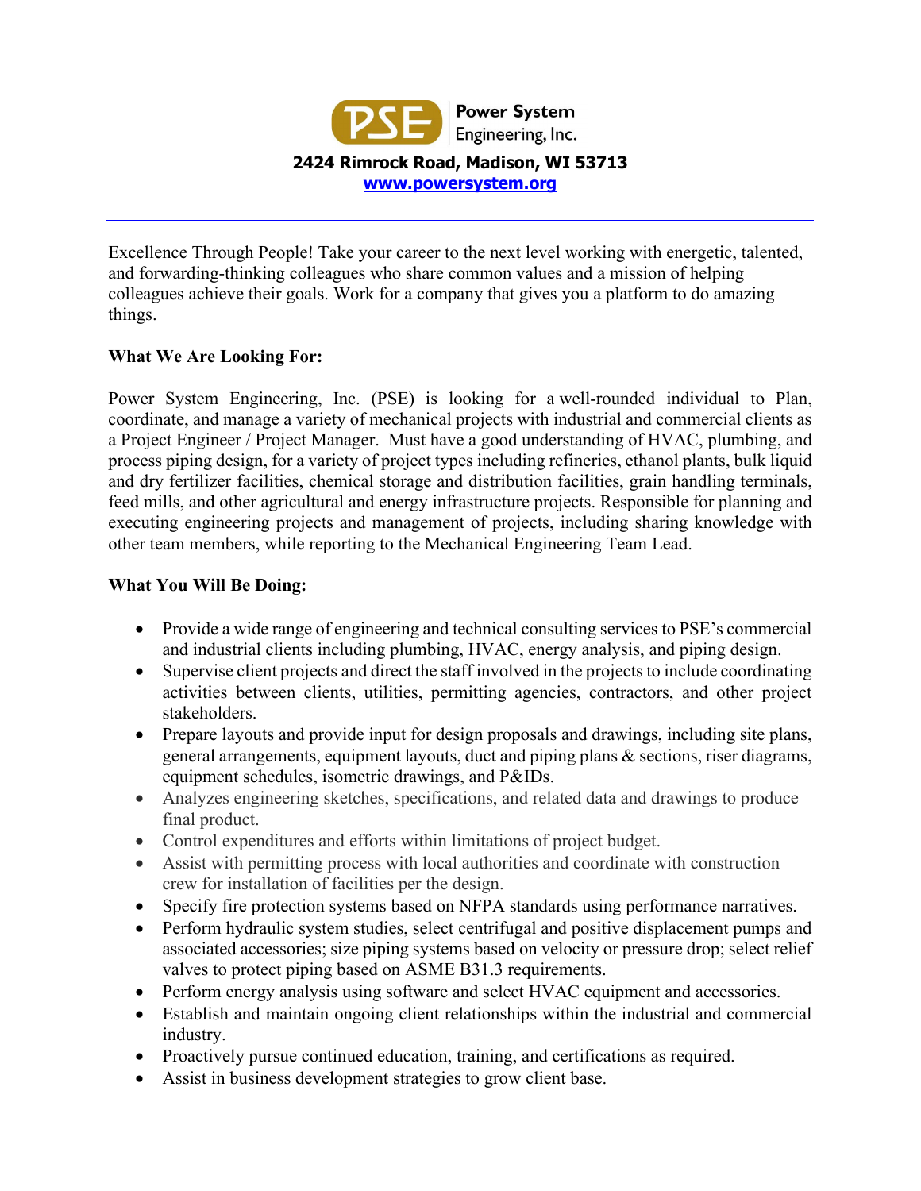**Power System Engineering, Inc.**

**2424 Rimrock Road, Madison, WI 53713**

**[www.powersystem.org](http://www.powersystem.org)**

---

Excellence Through People! Take your career to the next level working with energetic, talented, and forwarding-thinking colleagues who share common values and a mission of helping colleagues achieve their goals. Work for a company that gives you a platform to do amazing things.

**What We Are Looking For:**

Power System Engineering, Inc. (PSE) is looking for a well-rounded individual to Plan, coordinate, and manage a variety of mechanical projects with industrial and commercial clients as a Project Engineer / Project Manager. Must have a good understanding of HVAC, plumbing, and process piping design, for a variety of project types including refineries, ethanol plants, bulk liquid and dry fertilizer facilities, chemical storage and distribution facilities, grain handling terminals, feed mills, and other agricultural and energy infrastructure projects. Responsible for planning and executing engineering projects and management of projects, including sharing knowledge with other team members, while reporting to the Mechanical Engineering Team Lead.

**What You Will Be Doing:**

- Provide a wide range of engineering and technical consulting services to PSE's commercial and industrial clients including plumbing, HVAC, energy analysis, and piping design.
- Supervise client projects and direct the staff involved in the projects to include coordinating activities between clients, utilities, permitting agencies, contractors, and other project stakeholders.
- Prepare layouts and provide input for design proposals and drawings, including site plans, general arrangements, equipment layouts, duct and piping plans & sections, riser diagrams, equipment schedules, isometric drawings, and P&IDs.
- Analyzes engineering sketches, specifications, and related data and drawings to produce final product.
- Control expenditures and efforts within limitations of project budget.
- Assist with permitting process with local authorities and coordinate with construction crew for installation of facilities per the design.
- Specify fire protection systems based on NFPA standards using performance narratives.
- Perform hydraulic system studies, select centrifugal and positive displacement pumps and associated accessories; size piping systems based on velocity or pressure drop; select relief valves to protect piping based on ASME B31.3 requirements.
- Perform energy analysis using software and select HVAC equipment and accessories.
- Establish and maintain ongoing client relationships within the industrial and commercial industry.
- Proactively pursue continued education, training, and certifications as required.
- Assist in business development strategies to grow client base.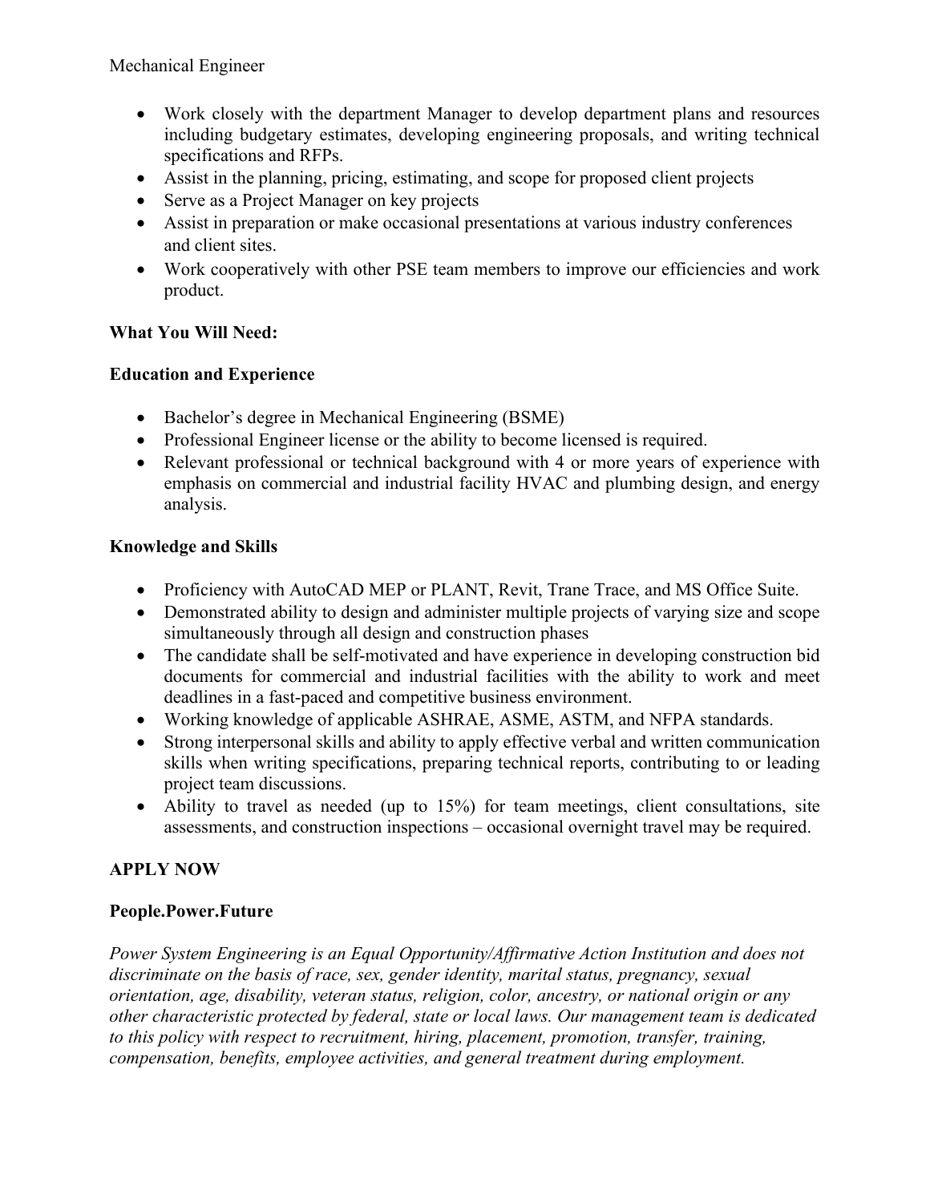- Work closely with the department Manager to develop department plans and resources including budgetary estimates, developing engineering proposals, and writing technical specifications and RFPs.
- Assist in the planning, pricing, estimating, and scope for proposed client projects
- Serve as a Project Manager on key projects
- Assist in preparation or make occasional presentations at various industry conferences and client sites.
- Work cooperatively with other PSE team members to improve our efficiencies and work product.

**What You Will Need:**

**Education and Experience**

- Bachelor's degree in Mechanical Engineering (BSME)
- Professional Engineer license or the ability to become licensed is required.
- Relevant professional or technical background with 4 or more years of experience with emphasis on commercial and industrial facility HVAC and plumbing design, and energy analysis.

**Knowledge and Skills**

- Proficiency with AutoCAD MEP or PLANT, Revit, Trane Trace, and MS Office Suite.
- Demonstrated ability to design and administer multiple projects of varying size and scope simultaneously through all design and construction phases
- The candidate shall be self-motivated and have experience in developing construction bid documents for commercial and industrial facilities with the ability to work and meet deadlines in a fast-paced and competitive business environment.
- Working knowledge of applicable ASHRAE, ASME, ASTM, and NFPA standards.
- Strong interpersonal skills and ability to apply effective verbal and written communication skills when writing specifications, preparing technical reports, contributing to or leading project team discussions.
- Ability to travel as needed (up to 15%) for team meetings, client consultations, site assessments, and construction inspections – occasional overnight travel may be required.

**APPLY NOW**

**People.Power.Future**

*Power System Engineering is an Equal Opportunity/Affirmative Action Institution and does not discriminate on the basis of race, sex, gender identity, marital status, pregnancy, sexual orientation, age, disability, veteran status, religion, color, ancestry, or national origin or any other characteristic protected by federal, state or local laws. Our management team is dedicated to this policy with respect to recruitment, hiring, placement, promotion, transfer, training, compensation, benefits, employee activities, and general treatment during employment.*